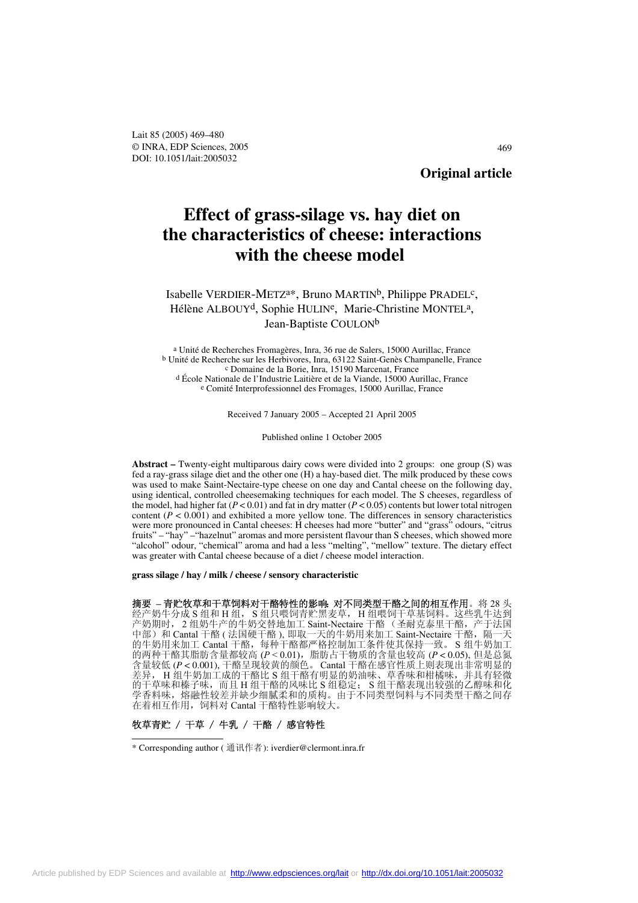**Original article**

# Effect of grass-silage vs. hay diet on the characteristics of cheese: interactions with the cheese model

Isabelle VERDIER-METZ[a*], Bruno MARTIN[b], Philippe PRADEL[c], Hélène ALBOUY[d], Sophie HULIN[e], Marie-Christine MONTEL[a], Jean-Baptiste COULON[b]

[a] Unité de Recherches Fromagères, Inra, 36 rue de Salers, 15000 Aurillac, France
[b] Unité de Recherche sur les Herbivores, Inra, 63122 Saint-Genès Champanelle, France
[c] Domaine de la Borie, Inra, 15190 Marcenat, France
[d] École Nationale de l'Industrie Laitière et de la Viande, 15000 Aurillac, France
[e] Comité Interprofessionnel des Fromages, 15000 Aurillac, France

Received 7 January 2005 – Accepted 21 April 2005

Published online 1 October 2005

**Abstract –** Twenty-eight multiparous dairy cows were divided into 2 groups: one group (S) was fed a ray-grass silage diet and the other one (H) a hay-based diet. The milk produced by these cows was used to make Saint-Nectaire-type cheese on one day and Cantal cheese on the following day, using identical, controlled cheesemaking techniques for each model. The S cheeses, regardless of the model, had higher fat ($P < 0.01$) and fat in dry matter ($P < 0.05$) contents but lower total nitrogen content ($P < 0.001$) and exhibited a more yellow tone. The differences in sensory characteristics were more pronounced in Cantal cheeses: H cheeses had more "butter" and "grass" odours, "citrus fruits" – "hay" –"hazelnut" aromas and more persistent flavour than S cheeses, which showed more "alcohol" odour, "chemical" aroma and had a less "melting", "mellow" texture. The dietary effect was greater with Cantal cheese because of a diet / cheese model interaction.

**grass silage / hay / milk / cheese / sensory characteristic**

**摘要 – 青贮牧草和干草饲料对干酪特性的影响: 对不同类型干酪之间的相互作用。**将 28 头经产奶牛分成 S 组和 H 组，S 组只喂饲青贮黑麦草，H 组喂饲干草基饲料。这些乳牛达到产奶期时，2 组奶牛产的牛奶交替地加工 Saint-Nectaire 干酪（圣耐克泰里干酪，产于法国中部）和 Cantal 干酪 ( 法国硬干酪 )，即取一天的牛奶用来加工 Saint-Nectaire 干酪，隔一天的牛奶用来加工 Cantal 干酪，每种干酪都严格控制加工条件使其保持一致。S 组牛奶加工的两种干酪其脂肪含量都较高 ($P < 0.01$)，脂肪占干物质的含量也较高 ($P < 0.05$)，但是总氮含量较低 ($P < 0.001$)，干酪呈现较黄的颜色。Cantal 干酪在感官性质上则表现出非常明显的差异，H 组牛奶加工成的干酪比 S 组干酪有明显的奶油味、草香味和柑橘味，并具有轻微的干草味和榛子味，而且 H 组干酪的风味比 S 组稳定；S 组干酪表现出较强的乙醇味和化学香料味，熔融性较差并缺少细腻柔和的质构。由于不同类型饲料与不同类型干酪之间存在着相互作用，饲料对 Cantal 干酪特性影响较大。

**牧草青贮 / 干草 / 牛乳 / 干酪 / 感官特性**

---

\* Corresponding author (通讯作者): iverdier@clermont.inra.fr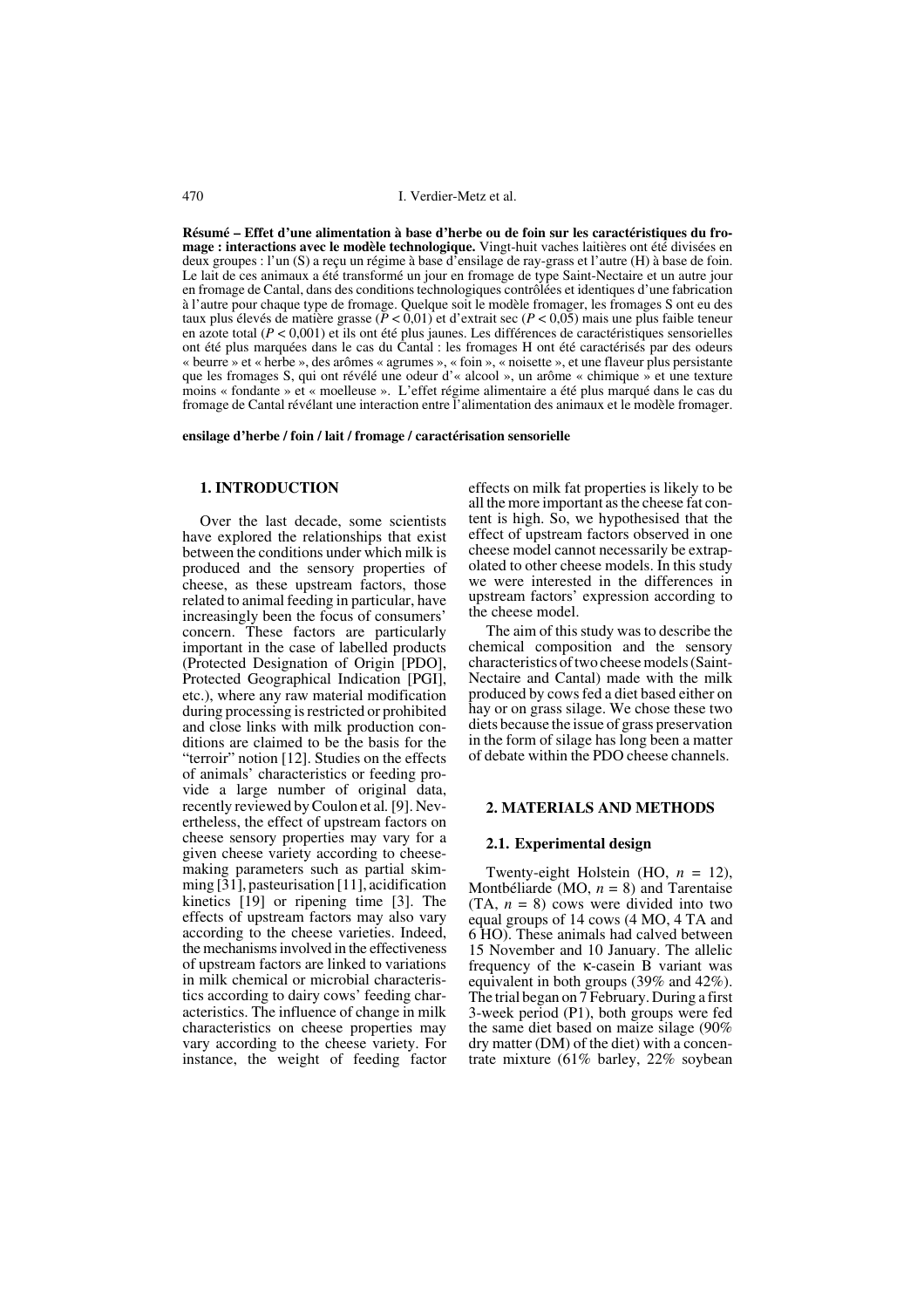**Résumé – Effet d'une alimentation à base d'herbe ou de foin sur les caractéristiques du fromage : interactions avec le modèle technologique.** Vingt-huit vaches laitières ont été divisées en deux groupes : l'un (S) a reçu un régime à base d'ensilage de ray-grass et l'autre (H) à base de foin. Le lait de ces animaux a été transformé un jour en fromage de type Saint-Nectaire et un autre jour en fromage de Cantal, dans des conditions technologiques contrôlées et identiques d'une fabrication à l'autre pour chaque type de fromage. Quelque soit le modèle fromager, les fromages S ont eu des taux plus élevés de matière grasse ($P < 0{,}01$) et d'extrait sec ($P < 0{,}05$) mais une plus faible teneur en azote total ($P < 0{,}001$) et ils ont été plus jaunes. Les différences de caractéristiques sensorielles ont été plus marquées dans le cas du Cantal : les fromages H ont été caractérisés par des odeurs « beurre » et « herbe », des arômes « agrumes », « foin », « noisette », et une flaveur plus persistante que les fromages S, qui ont révélé une odeur d'« alcool », un arôme « chimique » et une texture moins « fondante » et « moelleuse ». L'effet régime alimentaire a été plus marqué dans le cas du fromage de Cantal révélant une interaction entre l'alimentation des animaux et le modèle fromager.

**ensilage d'herbe / foin / lait / fromage / caractérisation sensorielle**

## 1. INTRODUCTION

Over the last decade, some scientists have explored the relationships that exist between the conditions under which milk is produced and the sensory properties of cheese, as these upstream factors, those related to animal feeding in particular, have increasingly been the focus of consumers' concern. These factors are particularly important in the case of labelled products (Protected Designation of Origin [PDO], Protected Geographical Indication [PGI], etc.), where any raw material modification during processing is restricted or prohibited and close links with milk production conditions are claimed to be the basis for the "terroir" notion [12]. Studies on the effects of animals' characteristics or feeding provide a large number of original data, recently reviewed by Coulon et al. [9]. Nevertheless, the effect of upstream factors on cheese sensory properties may vary for a given cheese variety according to cheese-making parameters such as partial skimming [31], pasteurisation [11], acidification kinetics [19] or ripening time [3]. The effects of upstream factors may also vary according to the cheese varieties. Indeed, the mechanisms involved in the effectiveness of upstream factors are linked to variations in milk chemical or microbial characteristics according to dairy cows' feeding characteristics. The influence of change in milk characteristics on cheese properties may vary according to the cheese variety. For instance, the weight of feeding factor effects on milk fat properties is likely to be all the more important as the cheese fat content is high. So, we hypothesised that the effect of upstream factors observed in one cheese model cannot necessarily be extrapolated to other cheese models. In this study we were interested in the differences in upstream factors' expression according to the cheese model.

The aim of this study was to describe the chemical composition and the sensory characteristics of two cheese models (Saint-Nectaire and Cantal) made with the milk produced by cows fed a diet based either on hay or on grass silage. We chose these two diets because the issue of grass preservation in the form of silage has long been a matter of debate within the PDO cheese channels.

## 2. MATERIALS AND METHODS

### 2.1. Experimental design

Twenty-eight Holstein (HO, $n$ = 12), Montbéliarde (MO, $n$ = 8) and Tarentaise (TA, $n$ = 8) cows were divided into two equal groups of 14 cows (4 MO, 4 TA and 6 HO). These animals had calved between 15 November and 10 January. The allelic frequency of the κ-casein B variant was equivalent in both groups (39% and 42%). The trial began on 7 February. During a first 3-week period (P1), both groups were fed the same diet based on maize silage (90% dry matter (DM) of the diet) with a concentrate mixture (61% barley, 22% soybean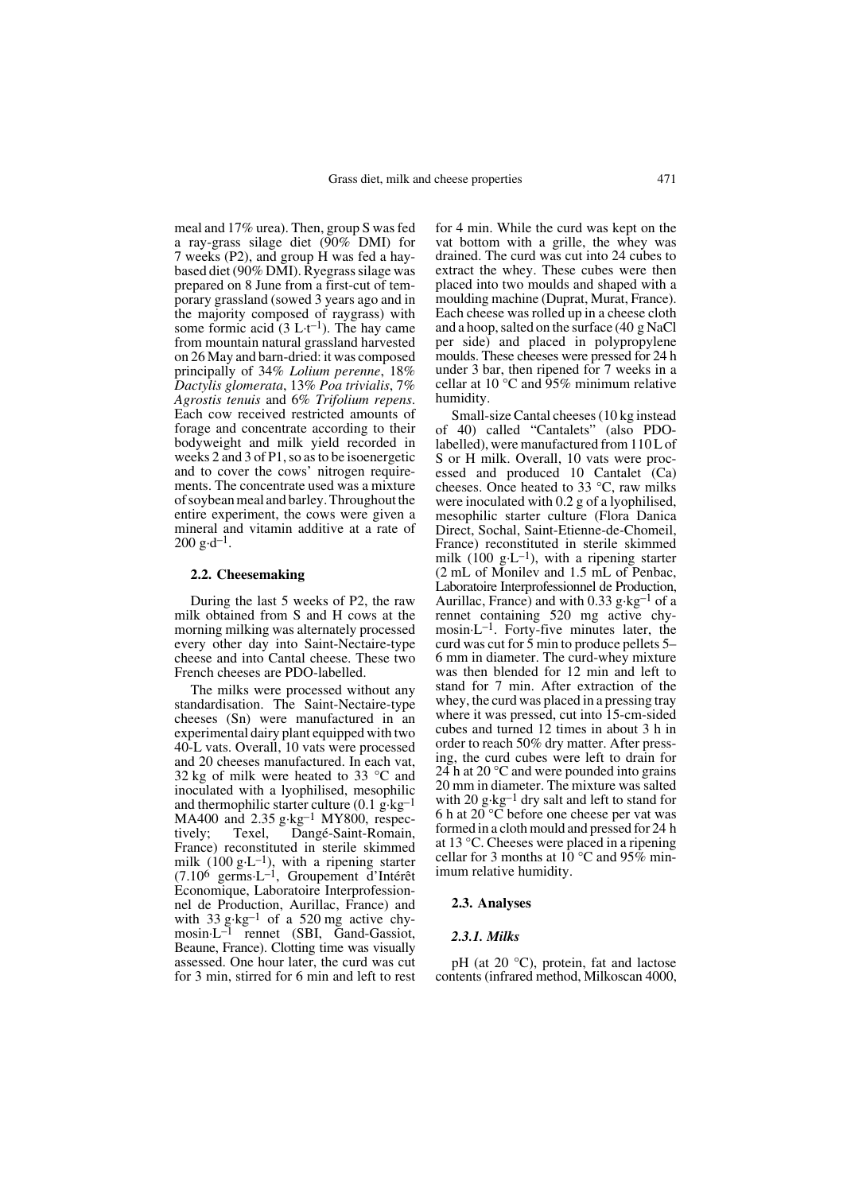meal and 17% urea). Then, group S was fed a ray-grass silage diet (90% DMI) for 7 weeks (P2), and group H was fed a hay-based diet (90% DMI). Ryegrass silage was prepared on 8 June from a first-cut of temporary grassland (sowed 3 years ago and in the majority composed of raygrass) with some formic acid ($3\ L{\cdot}t^{-1}$). The hay came from mountain natural grassland harvested on 26 May and barn-dried: it was composed principally of 34% *Lolium perenne*, 18% *Dactylis glomerata*, 13% *Poa trivialis*, 7% *Agrostis tenuis* and 6% *Trifolium repens*. Each cow received restricted amounts of forage and concentrate according to their bodyweight and milk yield recorded in weeks 2 and 3 of P1, so as to be isoenergetic and to cover the cows' nitrogen requirements. The concentrate used was a mixture of soybean meal and barley. Throughout the entire experiment, the cows were given a mineral and vitamin additive at a rate of $200\ g{\cdot}d^{-1}$.

### 2.2. Cheesemaking

During the last 5 weeks of P2, the raw milk obtained from S and H cows at the morning milking was alternately processed every other day into Saint-Nectaire-type cheese and into Cantal cheese. These two French cheeses are PDO-labelled.

The milks were processed without any standardisation. The Saint-Nectaire-type cheeses (Sn) were manufactured in an experimental dairy plant equipped with two 40-L vats. Overall, 10 vats were processed and 20 cheeses manufactured. In each vat, 32 kg of milk were heated to 33 °C and inoculated with a lyophilised, mesophilic and thermophilic starter culture ($0.1\ g{\cdot}kg^{-1}$ MA400 and $2.35\ g{\cdot}kg^{-1}$ MY800, respectively; Texel, Dangé-Saint-Romain, France) reconstituted in sterile skimmed milk ($100\ g{\cdot}L^{-1}$), with a ripening starter ($7.10^6$ germs$\cdot L^{-1}$, Groupement d'Intérêt Economique, Laboratoire Interprofessionnel de Production, Aurillac, France) and with $33\ g{\cdot}kg^{-1}$ of a 520 mg active chymosin$\cdot L^{-1}$ rennet (SBI, Gand-Gassiot, Beaune, France). Clotting time was visually assessed. One hour later, the curd was cut for 3 min, stirred for 6 min and left to rest for 4 min. While the curd was kept on the vat bottom with a grille, the whey was drained. The curd was cut into 24 cubes to extract the whey. These cubes were then placed into two moulds and shaped with a moulding machine (Duprat, Murat, France). Each cheese was rolled up in a cheese cloth and a hoop, salted on the surface (40 g NaCl per side) and placed in polypropylene moulds. These cheeses were pressed for 24 h under 3 bar, then ripened for 7 weeks in a cellar at 10 °C and 95% minimum relative humidity.

Small-size Cantal cheeses (10 kg instead of 40) called "Cantalets" (also PDO-labelled), were manufactured from 110 L of S or H milk. Overall, 10 vats were processed and produced 10 Cantalet (Ca) cheeses. Once heated to 33 °C, raw milks were inoculated with 0.2 g of a lyophilised, mesophilic starter culture (Flora Danica Direct, Sochal, Saint-Etienne-de-Chomeil, France) reconstituted in sterile skimmed milk ($100\ g{\cdot}L^{-1}$), with a ripening starter (2 mL of Monilev and 1.5 mL of Penbac, Laboratoire Interprofessionnel de Production, Aurillac, France) and with $0.33\ g{\cdot}kg^{-1}$ of a rennet containing 520 mg active chymosin$\cdot L^{-1}$. Forty-five minutes later, the curd was cut for 5 min to produce pellets 5–6 mm in diameter. The curd-whey mixture was then blended for 12 min and left to stand for 7 min. After extraction of the whey, the curd was placed in a pressing tray where it was pressed, cut into 15-cm-sided cubes and turned 12 times in about 3 h in order to reach 50% dry matter. After pressing, the curd cubes were left to drain for 24 h at 20 °C and were pounded into grains 20 mm in diameter. The mixture was salted with $20\ g{\cdot}kg^{-1}$ dry salt and left to stand for 6 h at 20 °C before one cheese per vat was formed in a cloth mould and pressed for 24 h at 13 °C. Cheeses were placed in a ripening cellar for 3 months at 10 °C and 95% minimum relative humidity.

### 2.3. Analyses

#### *2.3.1. Milks*

pH (at 20 °C), protein, fat and lactose contents (infrared method, Milkoscan 4000,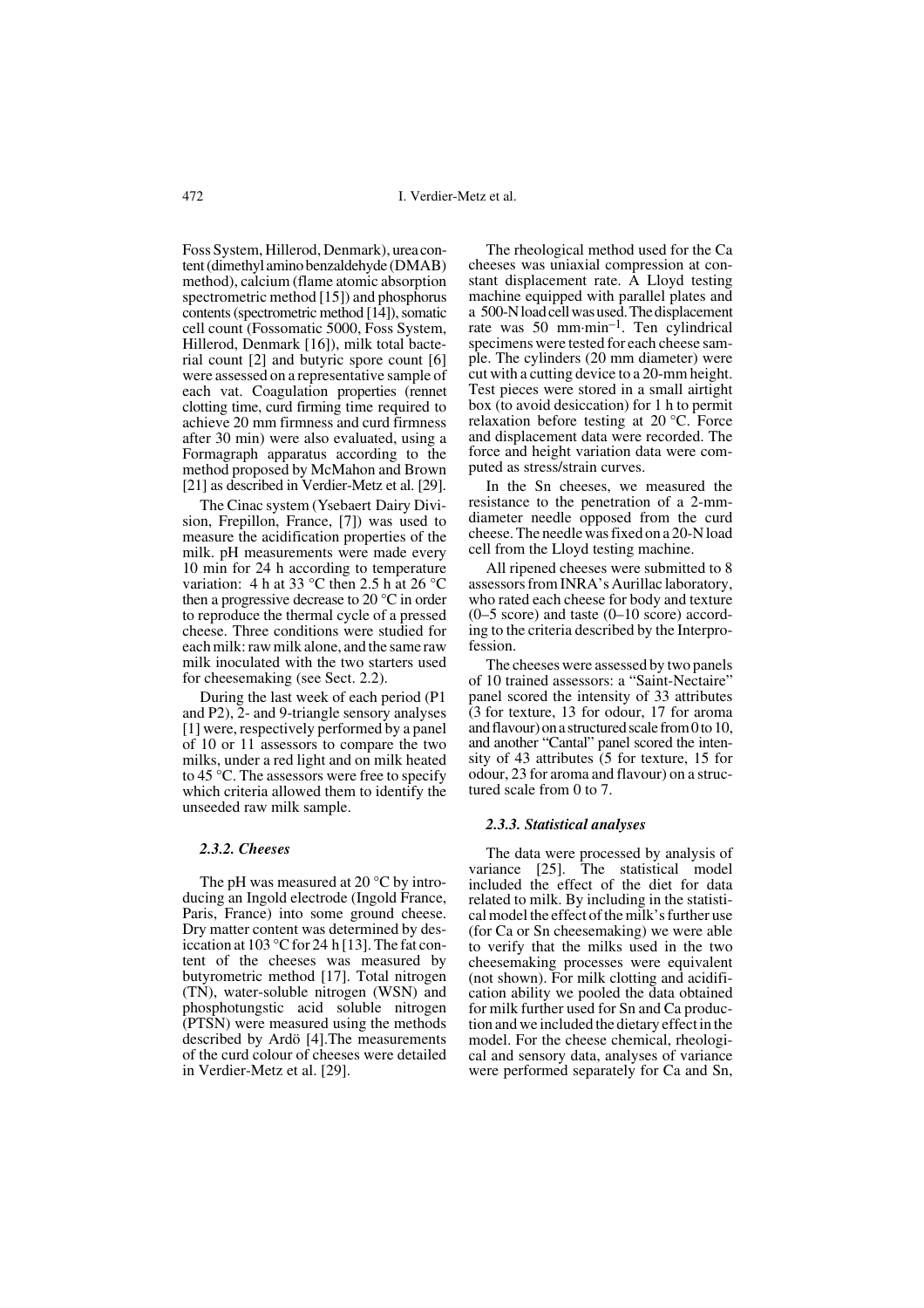Foss System, Hillerod, Denmark), urea content (dimethyl amino benzaldehyde (DMAB) method), calcium (flame atomic absorption spectrometric method [15]) and phosphorus contents (spectrometric method [14]), somatic cell count (Fossomatic 5000, Foss System, Hillerod, Denmark [16]), milk total bacterial count [2] and butyric spore count [6] were assessed on a representative sample of each vat. Coagulation properties (rennet clotting time, curd firming time required to achieve 20 mm firmness and curd firmness after 30 min) were also evaluated, using a Formagraph apparatus according to the method proposed by McMahon and Brown [21] as described in Verdier-Metz et al. [29].

The Cinac system (Ysebaert Dairy Division, Frepillon, France, [7]) was used to measure the acidification properties of the milk. pH measurements were made every 10 min for 24 h according to temperature variation: 4 h at 33 °C then 2.5 h at 26 °C then a progressive decrease to 20 °C in order to reproduce the thermal cycle of a pressed cheese. Three conditions were studied for each milk: raw milk alone, and the same raw milk inoculated with the two starters used for cheesemaking (see Sect. 2.2).

During the last week of each period (P1 and P2), 2- and 9-triangle sensory analyses [1] were, respectively performed by a panel of 10 or 11 assessors to compare the two milks, under a red light and on milk heated to 45 °C. The assessors were free to specify which criteria allowed them to identify the unseeded raw milk sample.

#### *2.3.2. Cheeses*

The pH was measured at 20 °C by introducing an Ingold electrode (Ingold France, Paris, France) into some ground cheese. Dry matter content was determined by desiccation at 103 °C for 24 h [13]. The fat content of the cheeses was measured by butyrometric method [17]. Total nitrogen (TN), water-soluble nitrogen (WSN) and phosphotungstic acid soluble nitrogen (PTSN) were measured using the methods described by Ardö [4].The measurements of the curd colour of cheeses were detailed in Verdier-Metz et al. [29].

The rheological method used for the Ca cheeses was uniaxial compression at constant displacement rate. A Lloyd testing machine equipped with parallel plates and a 500-N load cell was used. The displacement rate was 50 mm·min$^{-1}$. Ten cylindrical specimens were tested for each cheese sample. The cylinders (20 mm diameter) were cut with a cutting device to a 20-mm height. Test pieces were stored in a small airtight box (to avoid desiccation) for 1 h to permit relaxation before testing at 20 °C. Force and displacement data were recorded. The force and height variation data were computed as stress/strain curves.

In the Sn cheeses, we measured the resistance to the penetration of a 2-mm-diameter needle opposed from the curd cheese. The needle was fixed on a 20-N load cell from the Lloyd testing machine.

All ripened cheeses were submitted to 8 assessors from INRA's Aurillac laboratory, who rated each cheese for body and texture (0–5 score) and taste (0–10 score) according to the criteria described by the Interprofession.

The cheeses were assessed by two panels of 10 trained assessors: a "Saint-Nectaire" panel scored the intensity of 33 attributes (3 for texture, 13 for odour, 17 for aroma and flavour) on a structured scale from 0 to 10, and another "Cantal" panel scored the intensity of 43 attributes (5 for texture, 15 for odour, 23 for aroma and flavour) on a structured scale from 0 to 7.

#### *2.3.3. Statistical analyses*

The data were processed by analysis of variance [25]. The statistical model included the effect of the diet for data related to milk. By including in the statistical model the effect of the milk's further use (for Ca or Sn cheesemaking) we were able to verify that the milks used in the two cheesemaking processes were equivalent (not shown). For milk clotting and acidification ability we pooled the data obtained for milk further used for Sn and Ca production and we included the dietary effect in the model. For the cheese chemical, rheological and sensory data, analyses of variance were performed separately for Ca and Sn,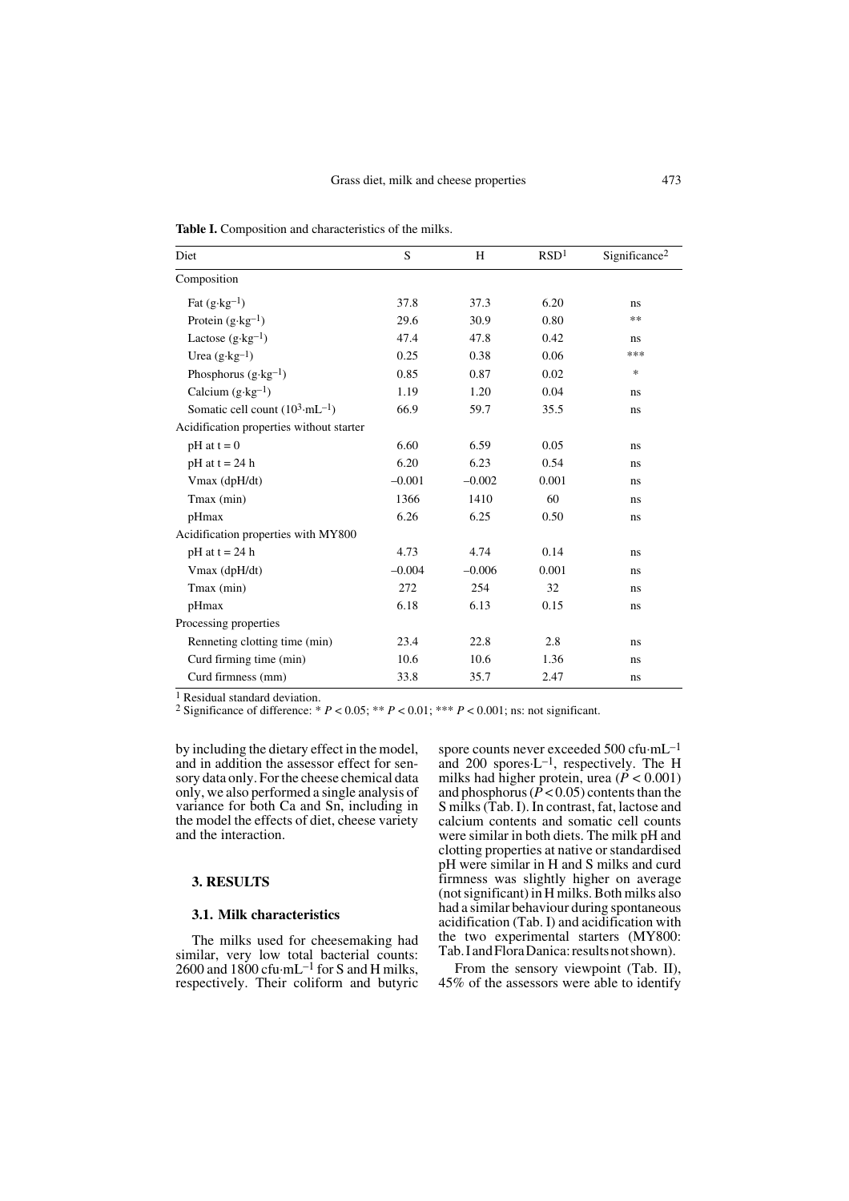**Table I.** Composition and characteristics of the milks.

| Diet | S | H | RSD[1] | Significance[2] |
|---|---|---|---|---|
| Composition | | | | |
| Fat ($g \cdot kg^{-1}$) | 37.8 | 37.3 | 6.20 | ns |
| Protein ($g \cdot kg^{-1}$) | 29.6 | 30.9 | 0.80 | ** |
| Lactose ($g \cdot kg^{-1}$) | 47.4 | 47.8 | 0.42 | ns |
| Urea ($g \cdot kg^{-1}$) | 0.25 | 0.38 | 0.06 | *** |
| Phosphorus ($g \cdot kg^{-1}$) | 0.85 | 0.87 | 0.02 | * |
| Calcium ($g \cdot kg^{-1}$) | 1.19 | 1.20 | 0.04 | ns |
| Somatic cell count ($10^3 \cdot mL^{-1}$) | 66.9 | 59.7 | 35.5 | ns |
| Acidification properties without starter | | | | |
| pH at t = 0 | 6.60 | 6.59 | 0.05 | ns |
| pH at t = 24 h | 6.20 | 6.23 | 0.54 | ns |
| Vmax (dpH/dt) | –0.001 | –0.002 | 0.001 | ns |
| Tmax (min) | 1366 | 1410 | 60 | ns |
| pHmax | 6.26 | 6.25 | 0.50 | ns |
| Acidification properties with MY800 | | | | |
| pH at t = 24 h | 4.73 | 4.74 | 0.14 | ns |
| Vmax (dpH/dt) | –0.004 | –0.006 | 0.001 | ns |
| Tmax (min) | 272 | 254 | 32 | ns |
| pHmax | 6.18 | 6.13 | 0.15 | ns |
| Processing properties | | | | |
| Renneting clotting time (min) | 23.4 | 22.8 | 2.8 | ns |
| Curd firming time (min) | 10.6 | 10.6 | 1.36 | ns |
| Curd firmness (mm) | 33.8 | 35.7 | 2.47 | ns |

[1] Residual standard deviation.
[2] Significance of difference: * $P < 0.05$; ** $P < 0.01$; *** $P < 0.001$; ns: not significant.

by including the dietary effect in the model, and in addition the assessor effect for sensory data only. For the cheese chemical data only, we also performed a single analysis of variance for both Ca and Sn, including in the model the effects of diet, cheese variety and the interaction.

## 3. RESULTS

### 3.1. Milk characteristics

The milks used for cheesemaking had similar, very low total bacterial counts: 2600 and 1800 $cfu \cdot mL^{-1}$ for S and H milks, respectively. Their coliform and butyric spore counts never exceeded 500 $cfu \cdot mL^{-1}$ and 200 $spores \cdot L^{-1}$, respectively. The H milks had higher protein, urea ($P < 0.001$) and phosphorus ($P < 0.05$) contents than the S milks (Tab. I). In contrast, fat, lactose and calcium contents and somatic cell counts were similar in both diets. The milk pH and clotting properties at native or standardised pH were similar in H and S milks and curd firmness was slightly higher on average (not significant) in H milks. Both milks also had a similar behaviour during spontaneous acidification (Tab. I) and acidification with the two experimental starters (MY800: Tab. I and Flora Danica: results not shown).

From the sensory viewpoint (Tab. II), 45% of the assessors were able to identify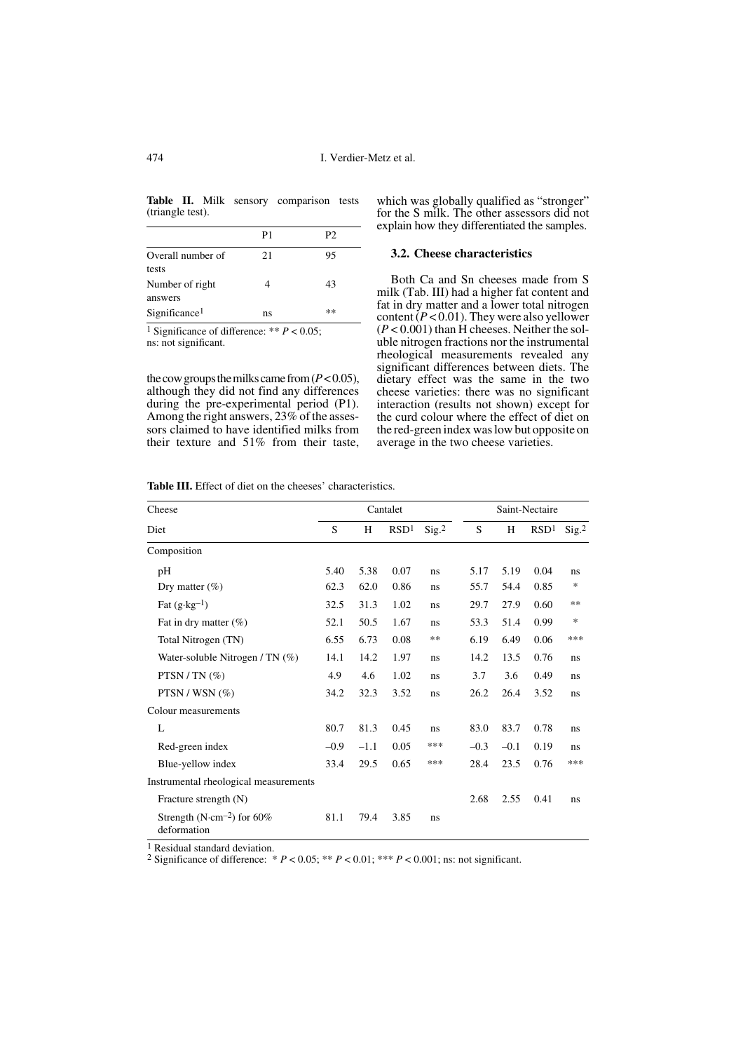**Table II.** Milk sensory comparison tests (triangle test).

| | P1 | P2 |
|---|---|---|
| Overall number of tests | 21 | 95 |
| Number of right answers | 4 | 43 |
| Significance[1] | ns | ** |

[1] Significance of difference: ** $P < 0.05$; ns: not significant.

the cow groups the milks came from ($P < 0.05$), although they did not find any differences during the pre-experimental period (P1). Among the right answers, 23% of the assessors claimed to have identified milks from their texture and 51% from their taste, which was globally qualified as "stronger" for the S milk. The other assessors did not explain how they differentiated the samples.

### 3.2. Cheese characteristics

Both Ca and Sn cheeses made from S milk (Tab. III) had a higher fat content and fat in dry matter and a lower total nitrogen content ($P < 0.01$). They were also yellower ($P < 0.001$) than H cheeses. Neither the soluble nitrogen fractions nor the instrumental rheological measurements revealed any significant differences between diets. The dietary effect was the same in the two cheese varieties: there was no significant interaction (results not shown) except for the curd colour where the effect of diet on the red-green index was low but opposite on average in the two cheese varieties.

**Table III.** Effect of diet on the cheeses' characteristics.

| Cheese | Cantalet | | | | Saint-Nectaire | | | |
|---|---|---|---|---|---|---|---|---|
| Diet | S | H | RSD[1] | Sig.[2] | S | H | RSD[1] | Sig.[2] |
| Composition | | | | | | | | |
| pH | 5.40 | 5.38 | 0.07 | ns | 5.17 | 5.19 | 0.04 | ns |
| Dry matter (%) | 62.3 | 62.0 | 0.86 | ns | 55.7 | 54.4 | 0.85 | * |
| Fat ($g \cdot kg^{-1}$) | 32.5 | 31.3 | 1.02 | ns | 29.7 | 27.9 | 0.60 | ** |
| Fat in dry matter (%) | 52.1 | 50.5 | 1.67 | ns | 53.3 | 51.4 | 0.99 | * |
| Total Nitrogen (TN) | 6.55 | 6.73 | 0.08 | ** | 6.19 | 6.49 | 0.06 | *** |
| Water-soluble Nitrogen / TN (%) | 14.1 | 14.2 | 1.97 | ns | 14.2 | 13.5 | 0.76 | ns |
| PTSN / TN (%) | 4.9 | 4.6 | 1.02 | ns | 3.7 | 3.6 | 0.49 | ns |
| PTSN / WSN (%) | 34.2 | 32.3 | 3.52 | ns | 26.2 | 26.4 | 3.52 | ns |
| Colour measurements | | | | | | | | |
| L | 80.7 | 81.3 | 0.45 | ns | 83.0 | 83.7 | 0.78 | ns |
| Red-green index | –0.9 | –1.1 | 0.05 | *** | –0.3 | –0.1 | 0.19 | ns |
| Blue-yellow index | 33.4 | 29.5 | 0.65 | *** | 28.4 | 23.5 | 0.76 | *** |
| Instrumental rheological measurements | | | | | | | | |
| Fracture strength (N) | | | | | 2.68 | 2.55 | 0.41 | ns |
| Strength ($N \cdot cm^{-2}$) for 60% deformation | 81.1 | 79.4 | 3.85 | ns | | | | |

[1] Residual standard deviation.
[2] Significance of difference: * $P < 0.05$; ** $P < 0.01$; *** $P < 0.001$; ns: not significant.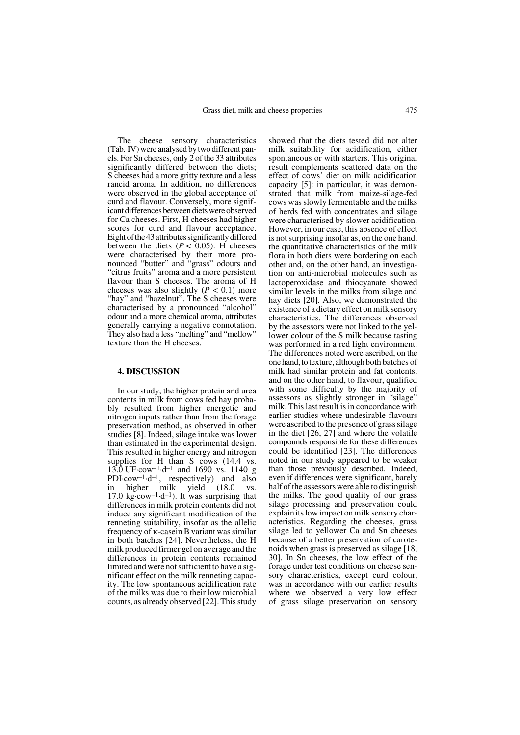The cheese sensory characteristics (Tab. IV) were analysed by two different panels. For Sn cheeses, only 2 of the 33 attributes significantly differed between the diets; S cheeses had a more gritty texture and a less rancid aroma. In addition, no differences were observed in the global acceptance of curd and flavour. Conversely, more significant differences between diets were observed for Ca cheeses. First, H cheeses had higher scores for curd and flavour acceptance. Eight of the 43 attributes significantly differed between the diets ($P < 0.05$). H cheeses were characterised by their more pronounced "butter" and "grass" odours and "citrus fruits" aroma and a more persistent flavour than S cheeses. The aroma of H cheeses was also slightly ($P < 0.1$) more "hay" and "hazelnut". The S cheeses were characterised by a pronounced "alcohol" odour and a more chemical aroma, attributes generally carrying a negative connotation. They also had a less "melting" and "mellow" texture than the H cheeses.

## 4. DISCUSSION

In our study, the higher protein and urea contents in milk from cows fed hay probably resulted from higher energetic and nitrogen inputs rather than from the forage preservation method, as observed in other studies [8]. Indeed, silage intake was lower than estimated in the experimental design. This resulted in higher energy and nitrogen supplies for H than S cows (14.4 vs. 13.0 $UF \cdot cow^{-1} \cdot d^{-1}$ and 1690 vs. 1140 g $PDI \cdot cow^{-1} \cdot d^{-1}$, respectively) and also in higher milk yield (18.0 vs. 17.0 $kg \cdot cow^{-1} \cdot d^{-1}$). It was surprising that differences in milk protein contents did not induce any significant modification of the renneting suitability, insofar as the allelic frequency of κ-casein B variant was similar in both batches [24]. Nevertheless, the H milk produced firmer gel on average and the differences in protein contents remained limited and were not sufficient to have a significant effect on the milk renneting capacity. The low spontaneous acidification rate of the milks was due to their low microbial counts, as already observed [22]. This study showed that the diets tested did not alter milk suitability for acidification, either spontaneous or with starters. This original result complements scattered data on the effect of cows' diet on milk acidification capacity [5]: in particular, it was demonstrated that milk from maize-silage-fed cows was slowly fermentable and the milks of herds fed with concentrates and silage were characterised by slower acidification. However, in our case, this absence of effect is not surprising insofar as, on the one hand, the quantitative characteristics of the milk flora in both diets were bordering on each other and, on the other hand, an investigation on anti-microbial molecules such as lactoperoxidase and thiocyanate showed similar levels in the milks from silage and hay diets [20]. Also, we demonstrated the existence of a dietary effect on milk sensory characteristics. The differences observed by the assessors were not linked to the yellower colour of the S milk because tasting was performed in a red light environment. The differences noted were ascribed, on the one hand, to texture, although both batches of milk had similar protein and fat contents, and on the other hand, to flavour, qualified with some difficulty by the majority of assessors as slightly stronger in "silage" milk. This last result is in concordance with earlier studies where undesirable flavours were ascribed to the presence of grass silage in the diet [26, 27] and where the volatile compounds responsible for these differences could be identified [23]. The differences noted in our study appeared to be weaker than those previously described. Indeed, even if differences were significant, barely half of the assessors were able to distinguish the milks. The good quality of our grass silage processing and preservation could explain its low impact on milk sensory characteristics. Regarding the cheeses, grass silage led to yellower Ca and Sn cheeses because of a better preservation of carotenoids when grass is preserved as silage [18, 30]. In Sn cheeses, the low effect of the forage under test conditions on cheese sensory characteristics, except curd colour, was in accordance with our earlier results where we observed a very low effect of grass silage preservation on sensory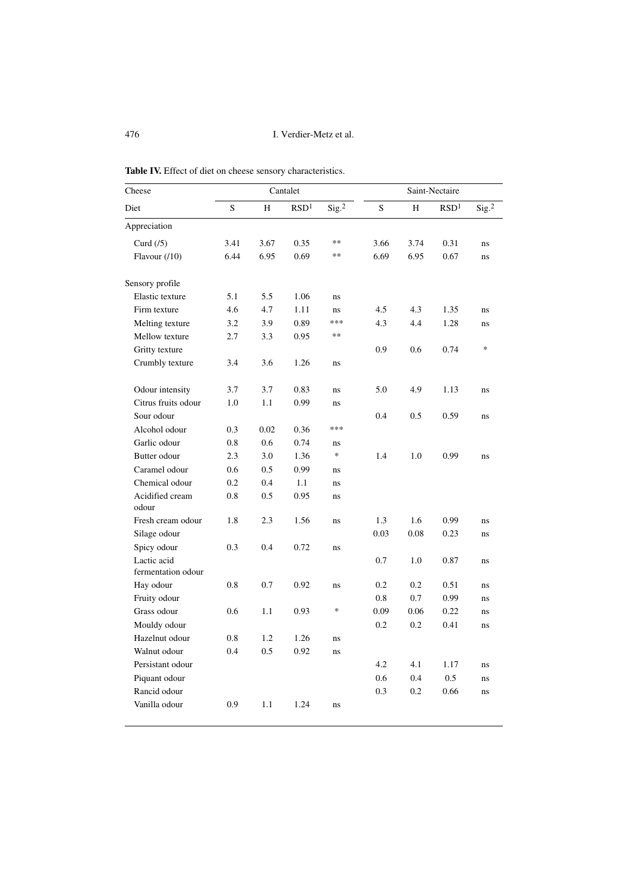**Table IV.** Effect of diet on cheese sensory characteristics.

| Cheese | Cantalet | | | | Saint-Nectaire | | | |
|---|---|---|---|---|---|---|---|---|
| Diet | S | H | RSD[1] | Sig.[2] | S | H | RSD[1] | Sig.[2] |
| Appreciation | | | | | | | | |
| Curd (/5) | 3.41 | 3.67 | 0.35 | ** | 3.66 | 3.74 | 0.31 | ns |
| Flavour (/10) | 6.44 | 6.95 | 0.69 | ** | 6.69 | 6.95 | 0.67 | ns |
| Sensory profile | | | | | | | | |
| Elastic texture | 5.1 | 5.5 | 1.06 | ns | | | | |
| Firm texture | 4.6 | 4.7 | 1.11 | ns | 4.5 | 4.3 | 1.35 | ns |
| Melting texture | 3.2 | 3.9 | 0.89 | *** | 4.3 | 4.4 | 1.28 | ns |
| Mellow texture | 2.7 | 3.3 | 0.95 | ** | | | | |
| Gritty texture | | | | | 0.9 | 0.6 | 0.74 | * |
| Crumbly texture | 3.4 | 3.6 | 1.26 | ns | | | | |
| Odour intensity | 3.7 | 3.7 | 0.83 | ns | 5.0 | 4.9 | 1.13 | ns |
| Citrus fruits odour | 1.0 | 1.1 | 0.99 | ns | | | | |
| Sour odour | | | | | 0.4 | 0.5 | 0.59 | ns |
| Alcohol odour | 0.3 | 0.02 | 0.36 | *** | | | | |
| Garlic odour | 0.8 | 0.6 | 0.74 | ns | | | | |
| Butter odour | 2.3 | 3.0 | 1.36 | * | 1.4 | 1.0 | 0.99 | ns |
| Caramel odour | 0.6 | 0.5 | 0.99 | ns | | | | |
| Chemical odour | 0.2 | 0.4 | 1.1 | ns | | | | |
| Acidified cream odour | 0.8 | 0.5 | 0.95 | ns | | | | |
| Fresh cream odour | 1.8 | 2.3 | 1.56 | ns | 1.3 | 1.6 | 0.99 | ns |
| Silage odour | | | | | 0.03 | 0.08 | 0.23 | ns |
| Spicy odour | 0.3 | 0.4 | 0.72 | ns | | | | |
| Lactic acid fermentation odour | | | | | 0.7 | 1.0 | 0.87 | ns |
| Hay odour | 0.8 | 0.7 | 0.92 | ns | 0.2 | 0.2 | 0.51 | ns |
| Fruity odour | | | | | 0.8 | 0.7 | 0.99 | ns |
| Grass odour | 0.6 | 1.1 | 0.93 | * | 0.09 | 0.06 | 0.22 | ns |
| Mouldy odour | | | | | 0.2 | 0.2 | 0.41 | ns |
| Hazelnut odour | 0.8 | 1.2 | 1.26 | ns | | | | |
| Walnut odour | 0.4 | 0.5 | 0.92 | ns | | | | |
| Persistant odour | | | | | 4.2 | 4.1 | 1.17 | ns |
| Piquant odour | | | | | 0.6 | 0.4 | 0.5 | ns |
| Rancid odour | | | | | 0.3 | 0.2 | 0.66 | ns |
| Vanilla odour | 0.9 | 1.1 | 1.24 | ns | | | | |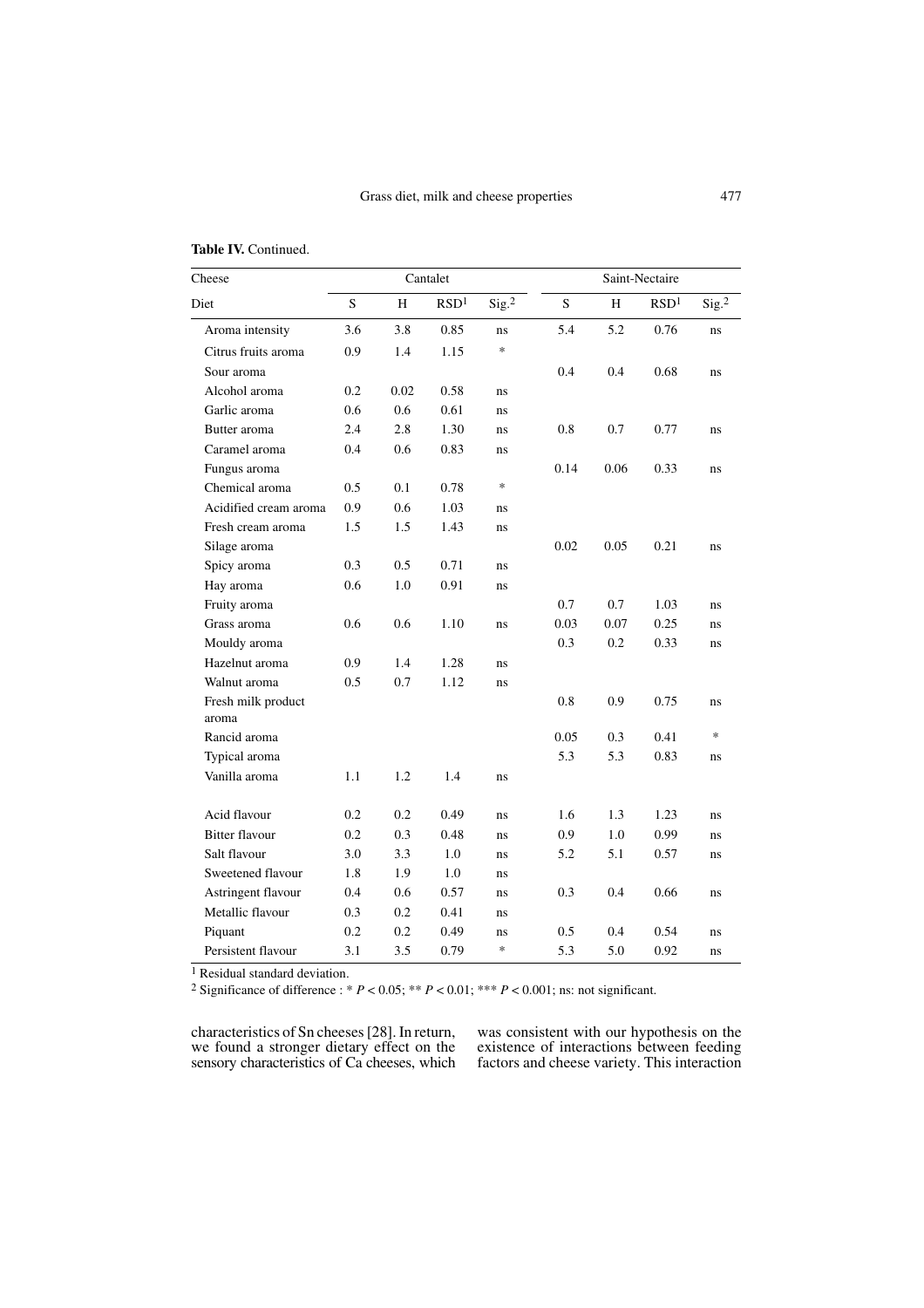**Table IV.** Continued.

| Cheese | Cantalet | | | | Saint-Nectaire | | | |
|---|---|---|---|---|---|---|---|---|
| Diet | S | H | RSD[1] | Sig.[2] | S | H | RSD[1] | Sig.[2] |
| Aroma intensity | 3.6 | 3.8 | 0.85 | ns | 5.4 | 5.2 | 0.76 | ns |
| Citrus fruits aroma | 0.9 | 1.4 | 1.15 | * | | | | |
| Sour aroma | | | | | 0.4 | 0.4 | 0.68 | ns |
| Alcohol aroma | 0.2 | 0.02 | 0.58 | ns | | | | |
| Garlic aroma | 0.6 | 0.6 | 0.61 | ns | | | | |
| Butter aroma | 2.4 | 2.8 | 1.30 | ns | 0.8 | 0.7 | 0.77 | ns |
| Caramel aroma | 0.4 | 0.6 | 0.83 | ns | | | | |
| Fungus aroma | | | | | 0.14 | 0.06 | 0.33 | ns |
| Chemical aroma | 0.5 | 0.1 | 0.78 | * | | | | |
| Acidified cream aroma | 0.9 | 0.6 | 1.03 | ns | | | | |
| Fresh cream aroma | 1.5 | 1.5 | 1.43 | ns | | | | |
| Silage aroma | | | | | 0.02 | 0.05 | 0.21 | ns |
| Spicy aroma | 0.3 | 0.5 | 0.71 | ns | | | | |
| Hay aroma | 0.6 | 1.0 | 0.91 | ns | | | | |
| Fruity aroma | | | | | 0.7 | 0.7 | 1.03 | ns |
| Grass aroma | 0.6 | 0.6 | 1.10 | ns | 0.03 | 0.07 | 0.25 | ns |
| Mouldy aroma | | | | | 0.3 | 0.2 | 0.33 | ns |
| Hazelnut aroma | 0.9 | 1.4 | 1.28 | ns | | | | |
| Walnut aroma | 0.5 | 0.7 | 1.12 | ns | | | | |
| Fresh milk product aroma | | | | | 0.8 | 0.9 | 0.75 | ns |
| Rancid aroma | | | | | 0.05 | 0.3 | 0.41 | * |
| Typical aroma | | | | | 5.3 | 5.3 | 0.83 | ns |
| Vanilla aroma | 1.1 | 1.2 | 1.4 | ns | | | | |
| Acid flavour | 0.2 | 0.2 | 0.49 | ns | 1.6 | 1.3 | 1.23 | ns |
| Bitter flavour | 0.2 | 0.3 | 0.48 | ns | 0.9 | 1.0 | 0.99 | ns |
| Salt flavour | 3.0 | 3.3 | 1.0 | ns | 5.2 | 5.1 | 0.57 | ns |
| Sweetened flavour | 1.8 | 1.9 | 1.0 | ns | | | | |
| Astringent flavour | 0.4 | 0.6 | 0.57 | ns | 0.3 | 0.4 | 0.66 | ns |
| Metallic flavour | 0.3 | 0.2 | 0.41 | ns | | | | |
| Piquant | 0.2 | 0.2 | 0.49 | ns | 0.5 | 0.4 | 0.54 | ns |
| Persistent flavour | 3.1 | 3.5 | 0.79 | * | 5.3 | 5.0 | 0.92 | ns |

[1] Residual standard deviation.
[2] Significance of difference : * $P < 0.05$; ** $P < 0.01$; *** $P < 0.001$; ns: not significant.

characteristics of Sn cheeses [28]. In return, we found a stronger dietary effect on the sensory characteristics of Ca cheeses, which was consistent with our hypothesis on the existence of interactions between feeding factors and cheese variety. This interaction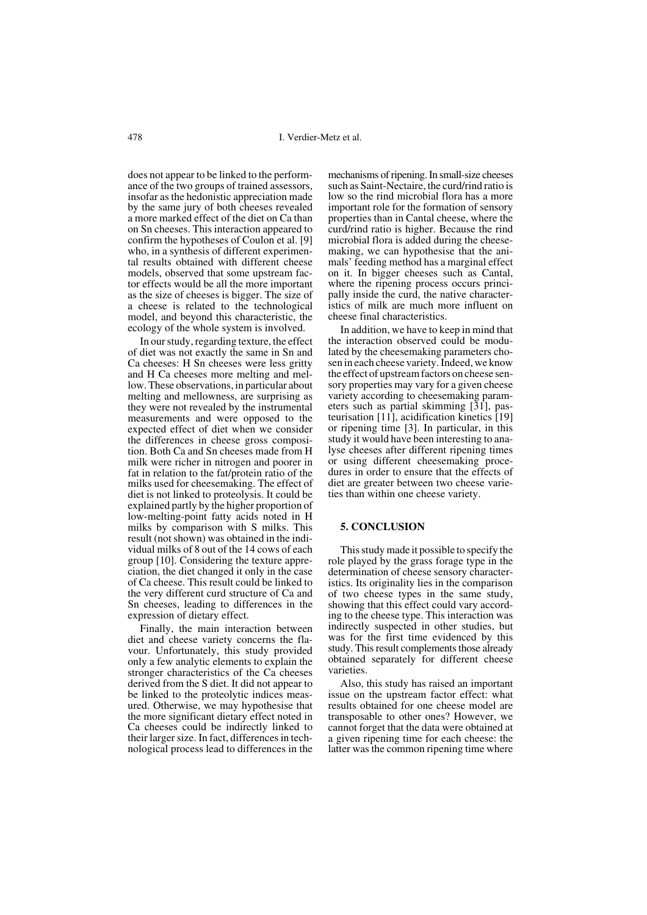does not appear to be linked to the performance of the two groups of trained assessors, insofar as the hedonistic appreciation made by the same jury of both cheeses revealed a more marked effect of the diet on Ca than on Sn cheeses. This interaction appeared to confirm the hypotheses of Coulon et al. [9] who, in a synthesis of different experimental results obtained with different cheese models, observed that some upstream factor effects would be all the more important as the size of cheeses is bigger. The size of a cheese is related to the technological model, and beyond this characteristic, the ecology of the whole system is involved.

In our study, regarding texture, the effect of diet was not exactly the same in Sn and Ca cheeses: H Sn cheeses were less gritty and H Ca cheeses more melting and mellow. These observations, in particular about melting and mellowness, are surprising as they were not revealed by the instrumental measurements and were opposed to the expected effect of diet when we consider the differences in cheese gross composition. Both Ca and Sn cheeses made from H milk were richer in nitrogen and poorer in fat in relation to the fat/protein ratio of the milks used for cheesemaking. The effect of diet is not linked to proteolysis. It could be explained partly by the higher proportion of low-melting-point fatty acids noted in H milks by comparison with S milks. This result (not shown) was obtained in the individual milks of 8 out of the 14 cows of each group [10]. Considering the texture appreciation, the diet changed it only in the case of Ca cheese. This result could be linked to the very different curd structure of Ca and Sn cheeses, leading to differences in the expression of dietary effect.

Finally, the main interaction between diet and cheese variety concerns the flavour. Unfortunately, this study provided only a few analytic elements to explain the stronger characteristics of the Ca cheeses derived from the S diet. It did not appear to be linked to the proteolytic indices measured. Otherwise, we may hypothesise that the more significant dietary effect noted in Ca cheeses could be indirectly linked to their larger size. In fact, differences in technological process lead to differences in the mechanisms of ripening. In small-size cheeses such as Saint-Nectaire, the curd/rind ratio is low so the rind microbial flora has a more important role for the formation of sensory properties than in Cantal cheese, where the curd/rind ratio is higher. Because the rind microbial flora is added during the cheesemaking, we can hypothesise that the animals' feeding method has a marginal effect on it. In bigger cheeses such as Cantal, where the ripening process occurs principally inside the curd, the native characteristics of milk are much more influent on cheese final characteristics.

In addition, we have to keep in mind that the interaction observed could be modulated by the cheesemaking parameters chosen in each cheese variety. Indeed, we know the effect of upstream factors on cheese sensory properties may vary for a given cheese variety according to cheesemaking parameters such as partial skimming [31], pasteurisation [11], acidification kinetics [19] or ripening time [3]. In particular, in this study it would have been interesting to analyse cheeses after different ripening times or using different cheesemaking procedures in order to ensure that the effects of diet are greater between two cheese varieties than within one cheese variety.

## 5. CONCLUSION

This study made it possible to specify the role played by the grass forage type in the determination of cheese sensory characteristics. Its originality lies in the comparison of two cheese types in the same study, showing that this effect could vary according to the cheese type. This interaction was indirectly suspected in other studies, but was for the first time evidenced by this study. This result complements those already obtained separately for different cheese varieties.

Also, this study has raised an important issue on the upstream factor effect: what results obtained for one cheese model are transposable to other ones? However, we cannot forget that the data were obtained at a given ripening time for each cheese: the latter was the common ripening time where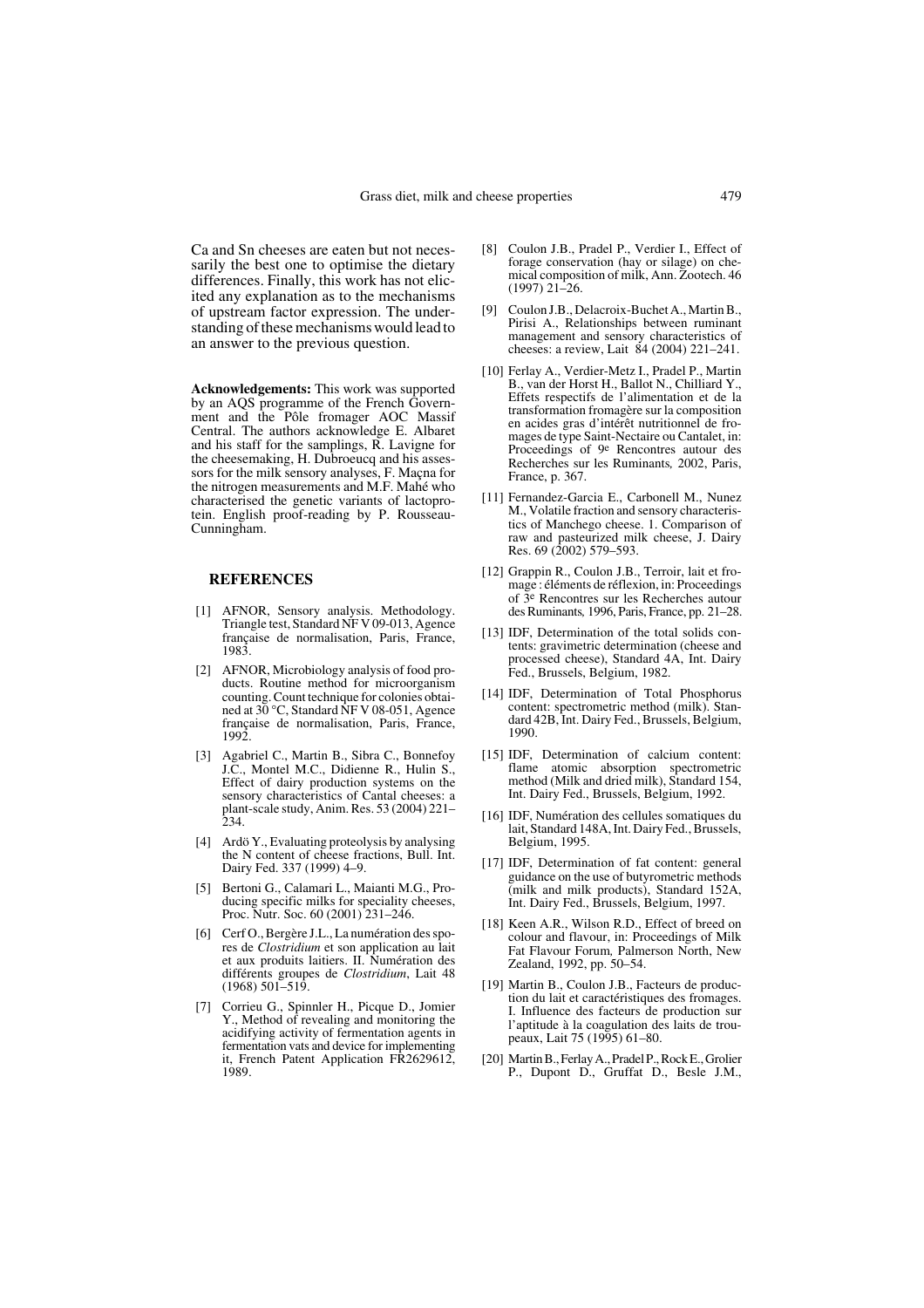Ca and Sn cheeses are eaten but not necessarily the best one to optimise the dietary differences. Finally, this work has not elicited any explanation as to the mechanisms of upstream factor expression. The understanding of these mechanisms would lead to an answer to the previous question.

**Acknowledgements:** This work was supported by an AQS programme of the French Government and the Pôle fromager AOC Massif Central. The authors acknowledge E. Albaret and his staff for the samplings, R. Lavigne for the cheesemaking, H. Dubroeucq and his assessors for the milk sensory analyses, F. Maçna for the nitrogen measurements and M.F. Mahé who characterised the genetic variants of lactoprotein. English proof-reading by P. Rousseau-Cunningham.

## REFERENCES

[1] AFNOR, Sensory analysis. Methodology. Triangle test, Standard NF V 09-013, Agence française de normalisation, Paris, France, 1983.

[2] AFNOR, Microbiology analysis of food products. Routine method for microorganism counting. Count technique for colonies obtained at 30 °C, Standard NF V 08-051, Agence française de normalisation, Paris, France, 1992.

[3] Agabriel C., Martin B., Sibra C., Bonnefoy J.C., Montel M.C., Didienne R., Hulin S., Effect of dairy production systems on the sensory characteristics of Cantal cheeses: a plant-scale study, Anim. Res. 53 (2004) 221–234.

[4] Ardö Y., Evaluating proteolysis by analysing the N content of cheese fractions, Bull. Int. Dairy Fed. 337 (1999) 4–9.

[5] Bertoni G., Calamari L., Maianti M.G., Producing specific milks for speciality cheeses, Proc. Nutr. Soc. 60 (2001) 231–246.

[6] Cerf O., Bergère J.L., La numération des spores de *Clostridium* et son application au lait et aux produits laitiers. II. Numération des différents groupes de *Clostridium*, Lait 48 (1968) 501–519.

[7] Corrieu G., Spinnler H., Picque D., Jomier Y., Method of revealing and monitoring the acidifying activity of fermentation agents in fermentation vats and device for implementing it, French Patent Application FR2629612, 1989.

[8] Coulon J.B., Pradel P., Verdier I., Effect of forage conservation (hay or silage) on chemical composition of milk, Ann. Zootech. 46 (1997) 21–26.

[9] Coulon J.B., Delacroix-Buchet A., Martin B., Pirisi A., Relationships between ruminant management and sensory characteristics of cheeses: a review, Lait 84 (2004) 221–241.

[10] Ferlay A., Verdier-Metz I., Pradel P., Martin B., van der Horst H., Ballot N., Chilliard Y., Effets respectifs de l'alimentation et de la transformation fromagère sur la composition en acides gras d'intérêt nutritionnel de fromages de type Saint-Nectaire ou Cantalet, in: Proceedings of 9e Rencontres autour des Recherches sur les Ruminants, 2002, Paris, France, p. 367.

[11] Fernandez-Garcia E., Carbonell M., Nunez M., Volatile fraction and sensory characteristics of Manchego cheese. 1. Comparison of raw and pasteurized milk cheese, J. Dairy Res. 69 (2002) 579–593.

[12] Grappin R., Coulon J.B., Terroir, lait et fromage : éléments de réflexion, in: Proceedings of 3e Rencontres sur les Recherches autour des Ruminants, 1996, Paris, France, pp. 21–28.

[13] IDF, Determination of the total solids contents: gravimetric determination (cheese and processed cheese), Standard 4A, Int. Dairy Fed., Brussels, Belgium, 1982.

[14] IDF, Determination of Total Phosphorus content: spectrometric method (milk). Standard 42B, Int. Dairy Fed., Brussels, Belgium, 1990.

[15] IDF, Determination of calcium content: flame atomic absorption spectrometric method (Milk and dried milk), Standard 154, Int. Dairy Fed., Brussels, Belgium, 1992.

[16] IDF, Numération des cellules somatiques du lait, Standard 148A, Int. Dairy Fed., Brussels, Belgium, 1995.

[17] IDF, Determination of fat content: general guidance on the use of butyrometric methods (milk and milk products), Standard 152A, Int. Dairy Fed., Brussels, Belgium, 1997.

[18] Keen A.R., Wilson R.D., Effect of breed on colour and flavour, in: Proceedings of Milk Fat Flavour Forum, Palmerson North, New Zealand, 1992, pp. 50–54.

[19] Martin B., Coulon J.B., Facteurs de production du lait et caractéristiques des fromages. I. Influence des facteurs de production sur l'aptitude à la coagulation des laits de troupeaux, Lait 75 (1995) 61–80.

[20] Martin B., Ferlay A., Pradel P., Rock E., Grolier P., Dupont D., Gruffat D., Besle J.M.,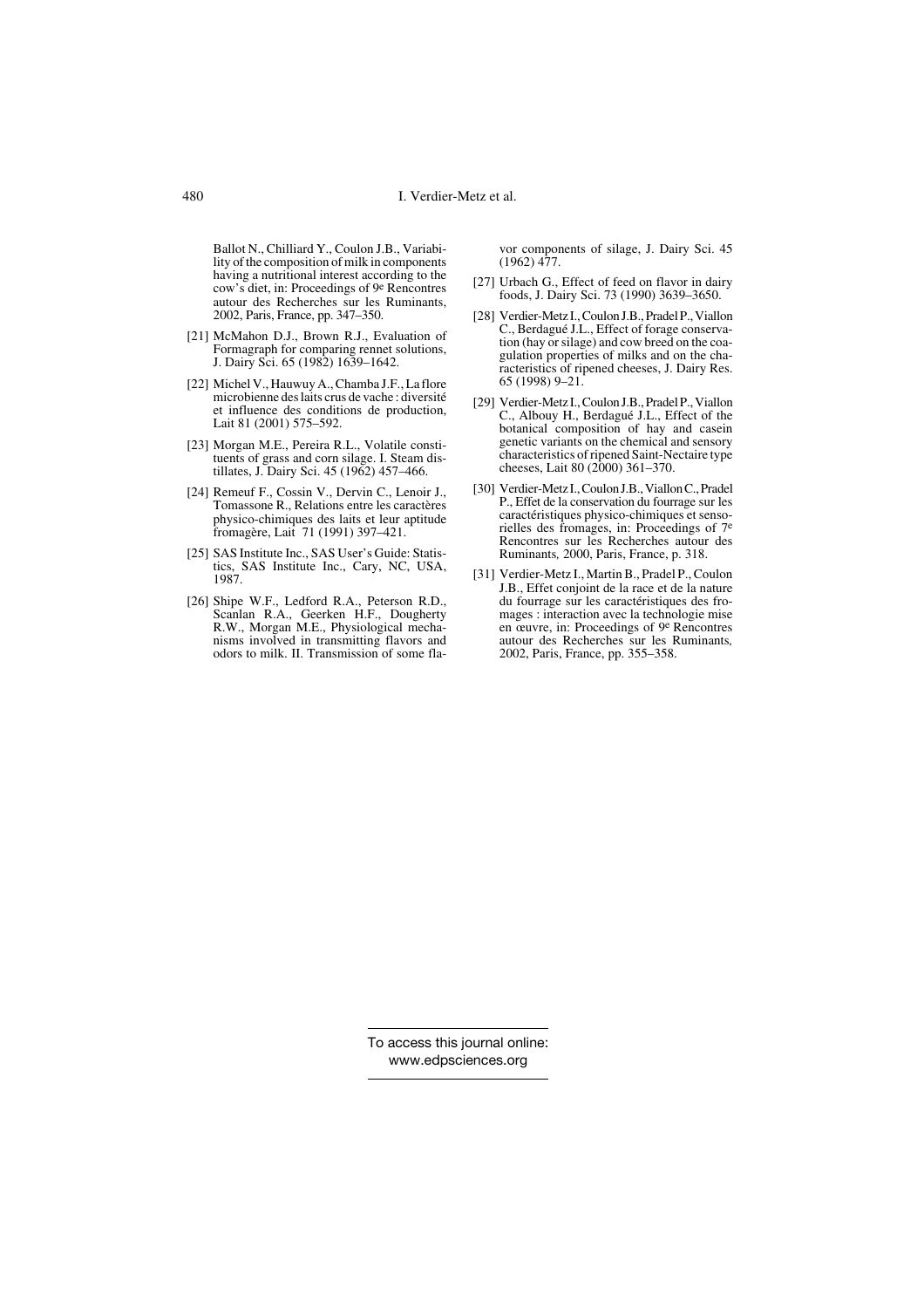Ballot N., Chilliard Y., Coulon J.B., Variability of the composition of milk in components having a nutritional interest according to the cow's diet, in: Proceedings of 9e Rencontres autour des Recherches sur les Ruminants, 2002, Paris, France, pp. 347–350.

[21] McMahon D.J., Brown R.J., Evaluation of Formagraph for comparing rennet solutions, J. Dairy Sci. 65 (1982) 1639–1642.

[22] Michel V., Hauwuy A., Chamba J.F., La flore microbienne des laits crus de vache : diversité et influence des conditions de production, Lait 81 (2001) 575–592.

[23] Morgan M.E., Pereira R.L., Volatile constituents of grass and corn silage. I. Steam distillates, J. Dairy Sci. 45 (1962) 457–466.

[24] Remeuf F., Cossin V., Dervin C., Lenoir J., Tomassone R., Relations entre les caractères physico-chimiques des laits et leur aptitude fromagère, Lait 71 (1991) 397–421.

[25] SAS Institute Inc., SAS User's Guide: Statistics, SAS Institute Inc., Cary, NC, USA, 1987.

[26] Shipe W.F., Ledford R.A., Peterson R.D., Scanlan R.A., Geerken H.F., Dougherty R.W., Morgan M.E., Physiological mechanisms involved in transmitting flavors and odors to milk. II. Transmission of some flavor components of silage, J. Dairy Sci. 45 (1962) 477.

[27] Urbach G., Effect of feed on flavor in dairy foods, J. Dairy Sci. 73 (1990) 3639–3650.

[28] Verdier-Metz I., Coulon J.B., Pradel P., Viallon C., Berdagué J.L., Effect of forage conservation (hay or silage) and cow breed on the coagulation properties of milks and on the characteristics of ripened cheeses, J. Dairy Res. 65 (1998) 9–21.

[29] Verdier-Metz I., Coulon J.B., Pradel P., Viallon C., Albouy H., Berdagué J.L., Effect of the botanical composition of hay and casein genetic variants on the chemical and sensory characteristics of ripened Saint-Nectaire type cheeses, Lait 80 (2000) 361–370.

[30] Verdier-Metz I., Coulon J.B., Viallon C., Pradel P., Effet de la conservation du fourrage sur les caractéristiques physico-chimiques et sensorielles des fromages, in: Proceedings of 7e Rencontres sur les Recherches autour des Ruminants, 2000, Paris, France, p. 318.

[31] Verdier-Metz I., Martin B., Pradel P., Coulon J.B., Effet conjoint de la race et de la nature du fourrage sur les caractéristiques des fromages : interaction avec la technologie mise en œuvre, in: Proceedings of 9e Rencontres autour des Recherches sur les Ruminants, 2002, Paris, France, pp. 355–358.

To access this journal online:
www.edpsciences.org